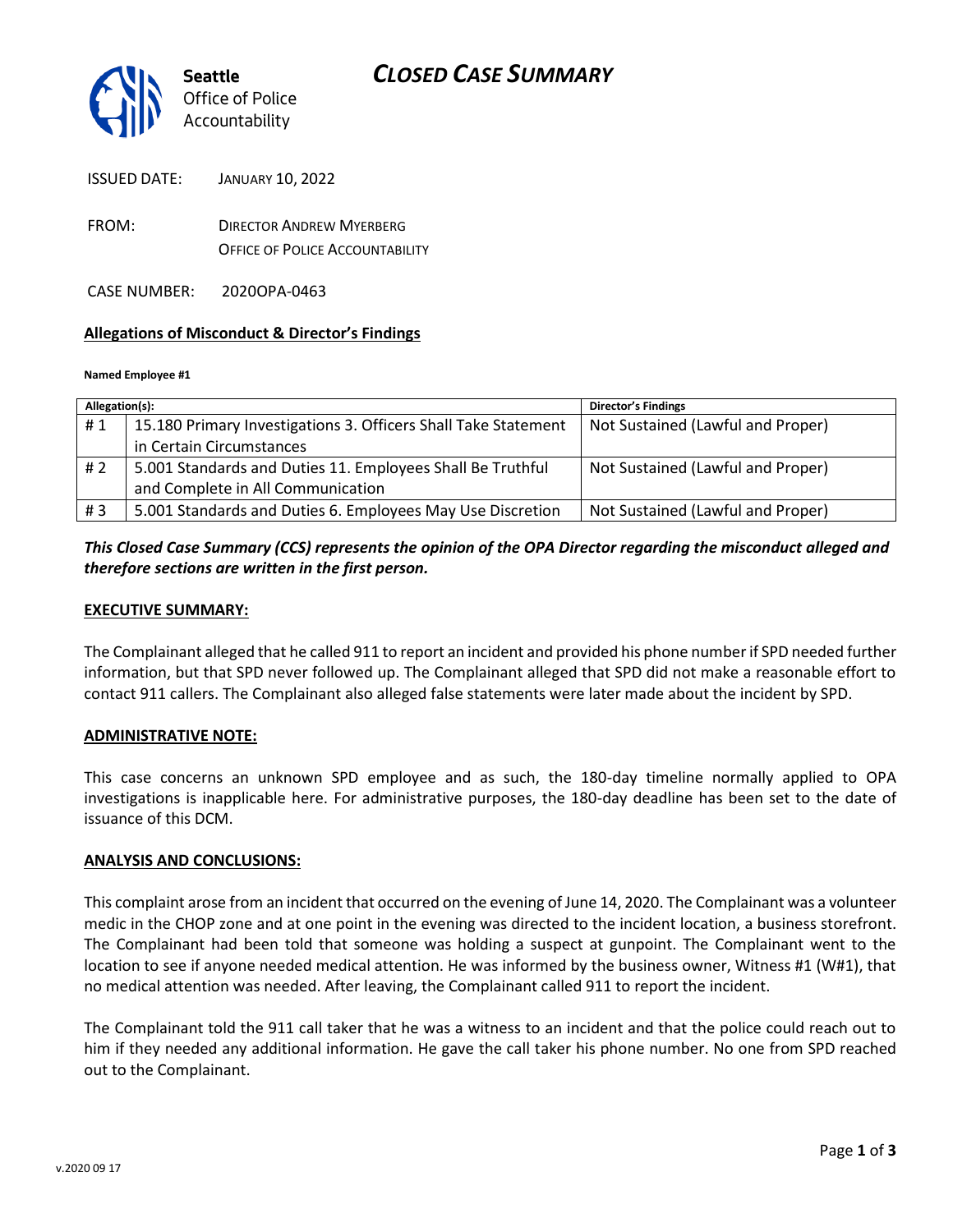Seattle
Office of Police
Accountability

# CLOSED CASE SUMMARY

ISSUED DATE: JANUARY 10, 2022

FROM: DIRECTOR ANDREW MYERBERG
OFFICE OF POLICE ACCOUNTABILITY

CASE NUMBER: 2020OPA-0463

## Allegations of Misconduct & Director's Findings

**Named Employee #1**

| Allegation(s): | | Director's Findings |
|---|---|---|
| # 1 | 15.180 Primary Investigations 3. Officers Shall Take Statement in Certain Circumstances | Not Sustained (Lawful and Proper) |
| # 2 | 5.001 Standards and Duties 11. Employees Shall Be Truthful and Complete in All Communication | Not Sustained (Lawful and Proper) |
| # 3 | 5.001 Standards and Duties 6. Employees May Use Discretion | Not Sustained (Lawful and Proper) |

***This Closed Case Summary (CCS) represents the opinion of the OPA Director regarding the misconduct alleged and therefore sections are written in the first person.***

## EXECUTIVE SUMMARY:

The Complainant alleged that he called 911 to report an incident and provided his phone number if SPD needed further information, but that SPD never followed up. The Complainant alleged that SPD did not make a reasonable effort to contact 911 callers. The Complainant also alleged false statements were later made about the incident by SPD.

## ADMINISTRATIVE NOTE:

This case concerns an unknown SPD employee and as such, the 180-day timeline normally applied to OPA investigations is inapplicable here. For administrative purposes, the 180-day deadline has been set to the date of issuance of this DCM.

## ANALYSIS AND CONCLUSIONS:

This complaint arose from an incident that occurred on the evening of June 14, 2020. The Complainant was a volunteer medic in the CHOP zone and at one point in the evening was directed to the incident location, a business storefront. The Complainant had been told that someone was holding a suspect at gunpoint. The Complainant went to the location to see if anyone needed medical attention. He was informed by the business owner, Witness #1 (W#1), that no medical attention was needed. After leaving, the Complainant called 911 to report the incident.

The Complainant told the 911 call taker that he was a witness to an incident and that the police could reach out to him if they needed any additional information. He gave the call taker his phone number. No one from SPD reached out to the Complainant.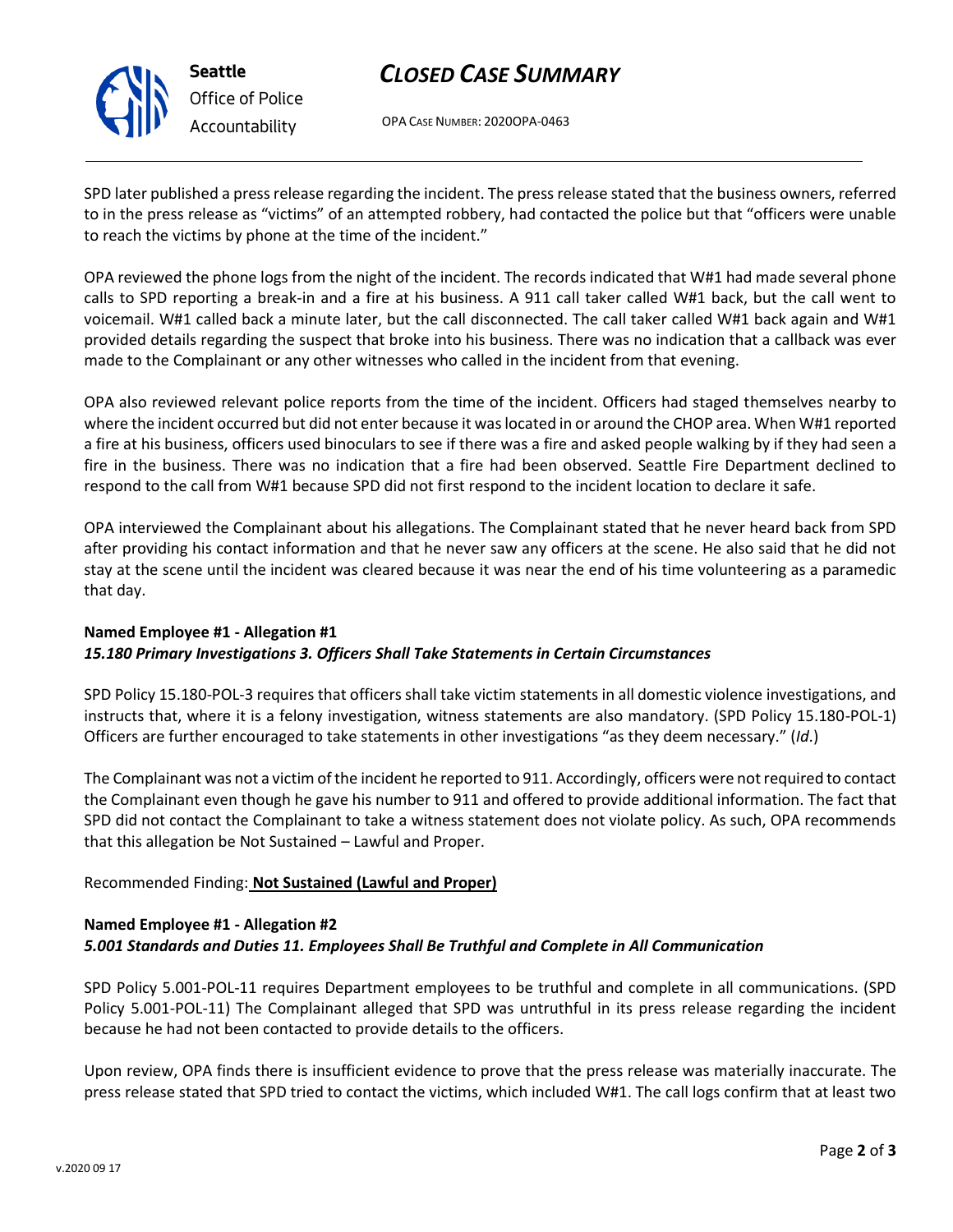SPD later published a press release regarding the incident. The press release stated that the business owners, referred to in the press release as "victims" of an attempted robbery, had contacted the police but that "officers were unable to reach the victims by phone at the time of the incident."

OPA reviewed the phone logs from the night of the incident. The records indicated that W#1 had made several phone calls to SPD reporting a break-in and a fire at his business. A 911 call taker called W#1 back, but the call went to voicemail. W#1 called back a minute later, but the call disconnected. The call taker called W#1 back again and W#1 provided details regarding the suspect that broke into his business. There was no indication that a callback was ever made to the Complainant or any other witnesses who called in the incident from that evening.

OPA also reviewed relevant police reports from the time of the incident. Officers had staged themselves nearby to where the incident occurred but did not enter because it was located in or around the CHOP area. When W#1 reported a fire at his business, officers used binoculars to see if there was a fire and asked people walking by if they had seen a fire in the business. There was no indication that a fire had been observed. Seattle Fire Department declined to respond to the call from W#1 because SPD did not first respond to the incident location to declare it safe.

OPA interviewed the Complainant about his allegations. The Complainant stated that he never heard back from SPD after providing his contact information and that he never saw any officers at the scene. He also said that he did not stay at the scene until the incident was cleared because it was near the end of his time volunteering as a paramedic that day.

**Named Employee #1 - Allegation #1**
***15.180 Primary Investigations 3. Officers Shall Take Statements in Certain Circumstances***

SPD Policy 15.180-POL-3 requires that officers shall take victim statements in all domestic violence investigations, and instructs that, where it is a felony investigation, witness statements are also mandatory. (SPD Policy 15.180-POL-1) Officers are further encouraged to take statements in other investigations "as they deem necessary." (*Id*.)

The Complainant was not a victim of the incident he reported to 911. Accordingly, officers were not required to contact the Complainant even though he gave his number to 911 and offered to provide additional information. The fact that SPD did not contact the Complainant to take a witness statement does not violate policy. As such, OPA recommends that this allegation be Not Sustained – Lawful and Proper.

Recommended Finding: **<u>Not Sustained (Lawful and Proper)</u>**

**Named Employee #1 - Allegation #2**
***5.001 Standards and Duties 11. Employees Shall Be Truthful and Complete in All Communication***

SPD Policy 5.001-POL-11 requires Department employees to be truthful and complete in all communications. (SPD Policy 5.001-POL-11) The Complainant alleged that SPD was untruthful in its press release regarding the incident because he had not been contacted to provide details to the officers.

Upon review, OPA finds there is insufficient evidence to prove that the press release was materially inaccurate. The press release stated that SPD tried to contact the victims, which included W#1. The call logs confirm that at least two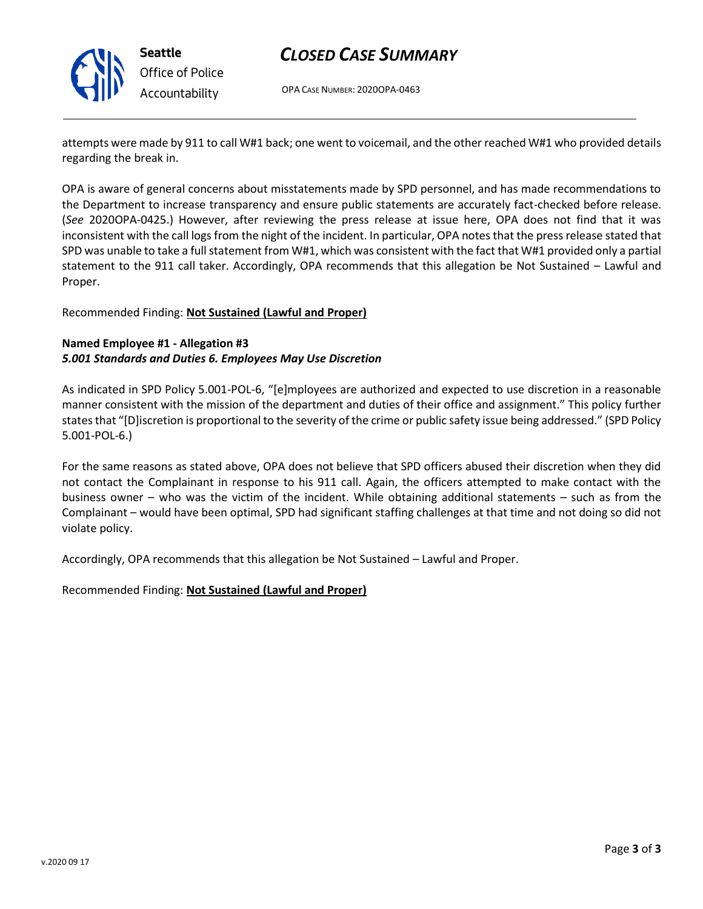attempts were made by 911 to call W#1 back; one went to voicemail, and the other reached W#1 who provided details regarding the break in.

OPA is aware of general concerns about misstatements made by SPD personnel, and has made recommendations to the Department to increase transparency and ensure public statements are accurately fact-checked before release. (*See* 2020OPA-0425.) However, after reviewing the press release at issue here, OPA does not find that it was inconsistent with the call logs from the night of the incident. In particular, OPA notes that the press release stated that SPD was unable to take a full statement from W#1, which was consistent with the fact that W#1 provided only a partial statement to the 911 call taker. Accordingly, OPA recommends that this allegation be Not Sustained – Lawful and Proper.

Recommended Finding: **Not Sustained (Lawful and Proper)**

**Named Employee #1 - Allegation #3**
***5.001 Standards and Duties 6. Employees May Use Discretion***

As indicated in SPD Policy 5.001-POL-6, "[e]mployees are authorized and expected to use discretion in a reasonable manner consistent with the mission of the department and duties of their office and assignment." This policy further states that "[D]iscretion is proportional to the severity of the crime or public safety issue being addressed." (SPD Policy 5.001-POL-6.)

For the same reasons as stated above, OPA does not believe that SPD officers abused their discretion when they did not contact the Complainant in response to his 911 call. Again, the officers attempted to make contact with the business owner – who was the victim of the incident. While obtaining additional statements – such as from the Complainant – would have been optimal, SPD had significant staffing challenges at that time and not doing so did not violate policy.

Accordingly, OPA recommends that this allegation be Not Sustained – Lawful and Proper.

Recommended Finding: **Not Sustained (Lawful and Proper)**